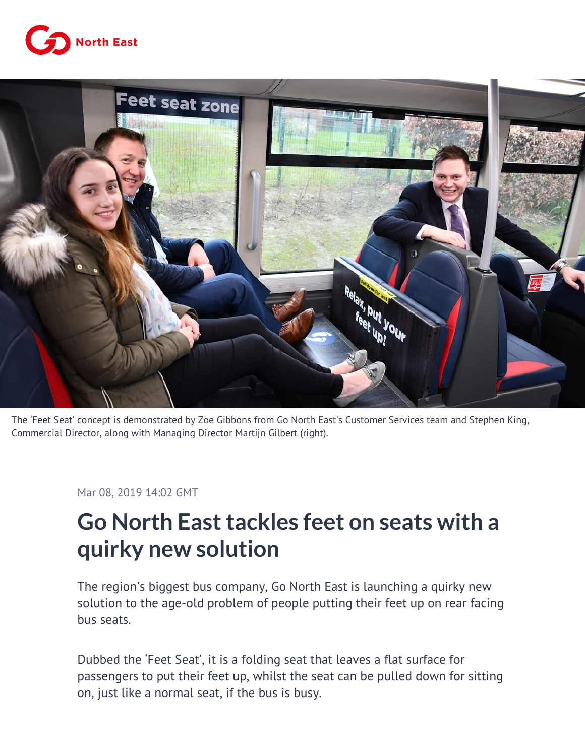The 'Feet Seat' concept is demonstrated by Zoe Gibbons from Go North East's Customer Services team and Stephen King, Commercial Director, along with Managing Director Martijn Gilbert (right).

Mar 08, 2019 14:02 GMT

# Go North East tackles feet on seats with a quirky new solution

The region's biggest bus company, Go North East is launching a quirky new solution to the age-old problem of people putting their feet up on rear facing bus seats.

Dubbed the 'Feet Seat', it is a folding seat that leaves a flat surface for passengers to put their feet up, whilst the seat can be pulled down for sitting on, just like a normal seat, if the bus is busy.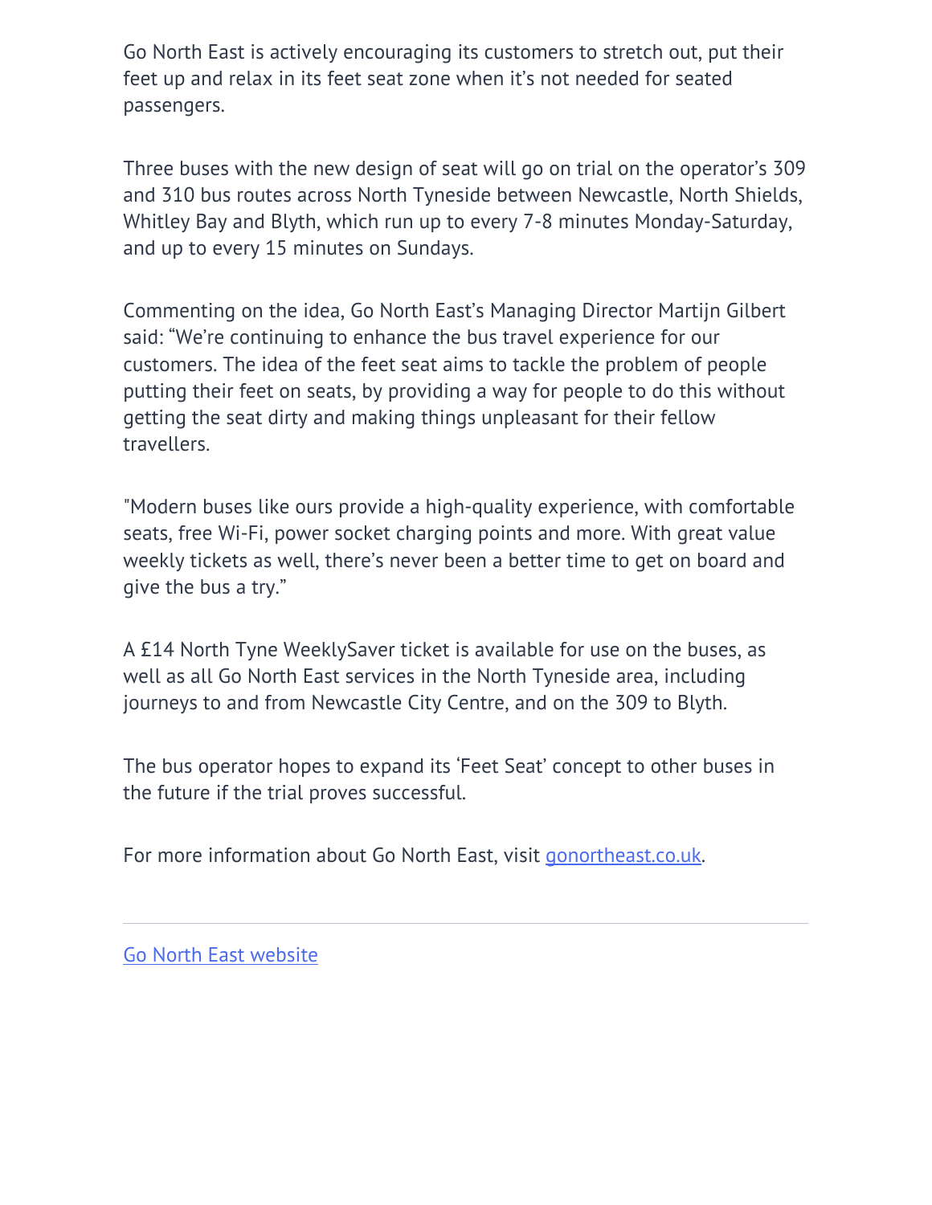Go North East is actively encouraging its customers to stretch out, put their feet up and relax in its feet seat zone when it's not needed for seated passengers.

Three buses with the new design of seat will go on trial on the operator's 309 and 310 bus routes across North Tyneside between Newcastle, North Shields, Whitley Bay and Blyth, which run up to every 7-8 minutes Monday-Saturday, and up to every 15 minutes on Sundays.

Commenting on the idea, Go North East's Managing Director Martijn Gilbert said: "We're continuing to enhance the bus travel experience for our customers. The idea of the feet seat aims to tackle the problem of people putting their feet on seats, by providing a way for people to do this without getting the seat dirty and making things unpleasant for their fellow travellers.

"Modern buses like ours provide a high-quality experience, with comfortable seats, free Wi-Fi, power socket charging points and more. With great value weekly tickets as well, there's never been a better time to get on board and give the bus a try."

A £14 North Tyne WeeklySaver ticket is available for use on the buses, as well as all Go North East services in the North Tyneside area, including journeys to and from Newcastle City Centre, and on the 309 to Blyth.

The bus operator hopes to expand its 'Feet Seat' concept to other buses in the future if the trial proves successful.

For more information about Go North East, visit [gonortheast.co.uk](gonortheast.co.uk).

---

[Go North East website]()